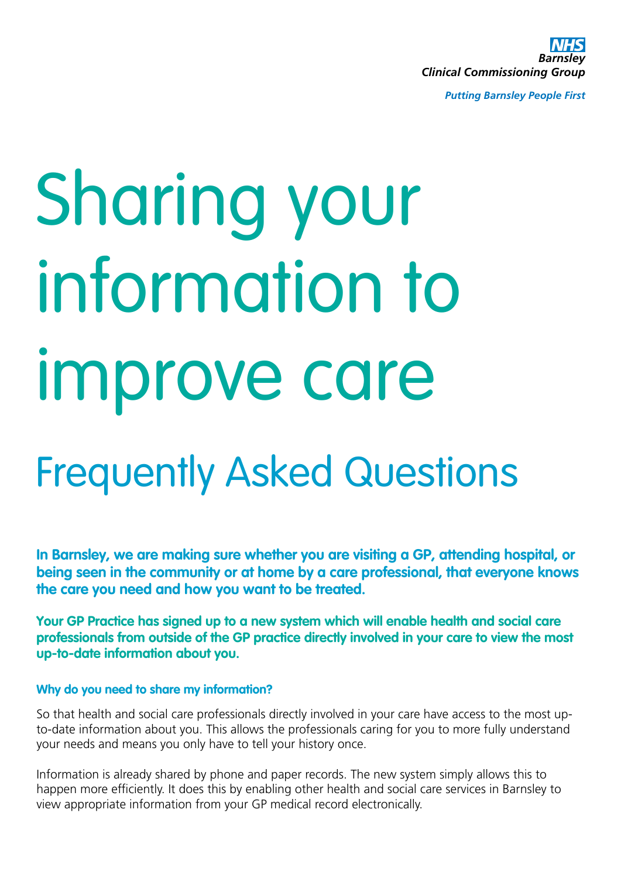NHS
Barnsley
Clinical Commissioning Group

*Putting Barnsley People First*

# Sharing your information to improve care

## Frequently Asked Questions

**In Barnsley, we are making sure whether you are visiting a GP, attending hospital, or being seen in the community or at home by a care professional, that everyone knows the care you need and how you want to be treated.**

**Your GP Practice has signed up to a new system which will enable health and social care professionals from outside of the GP practice directly involved in your care to view the most up-to-date information about you.**

### Why do you need to share my information?

So that health and social care professionals directly involved in your care have access to the most up-to-date information about you. This allows the professionals caring for you to more fully understand your needs and means you only have to tell your history once.

Information is already shared by phone and paper records. The new system simply allows this to happen more efficiently. It does this by enabling other health and social care services in Barnsley to view appropriate information from your GP medical record electronically.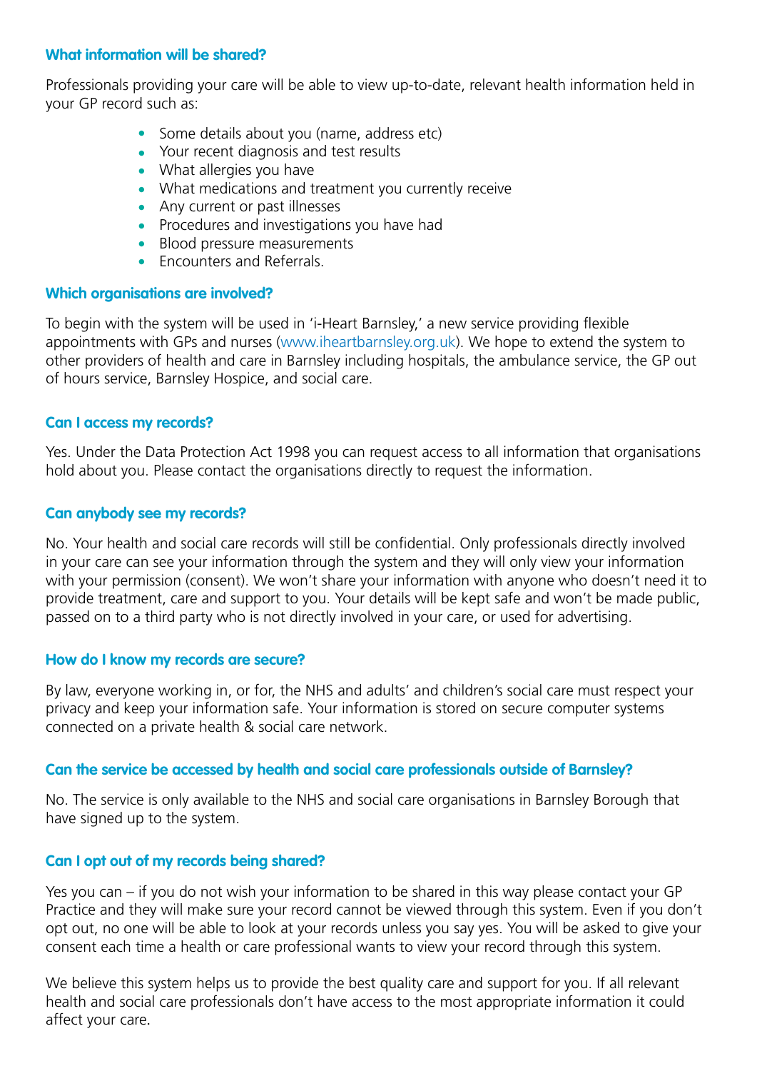### What information will be shared?

Professionals providing your care will be able to view up-to-date, relevant health information held in your GP record such as:

- Some details about you (name, address etc)
- Your recent diagnosis and test results
- What allergies you have
- What medications and treatment you currently receive
- Any current or past illnesses
- Procedures and investigations you have had
- Blood pressure measurements
- Encounters and Referrals.

### Which organisations are involved?

To begin with the system will be used in 'i-Heart Barnsley,' a new service providing flexible appointments with GPs and nurses (www.iheartbarnsley.org.uk). We hope to extend the system to other providers of health and care in Barnsley including hospitals, the ambulance service, the GP out of hours service, Barnsley Hospice, and social care.

### Can I access my records?

Yes. Under the Data Protection Act 1998 you can request access to all information that organisations hold about you. Please contact the organisations directly to request the information.

### Can anybody see my records?

No. Your health and social care records will still be confidential. Only professionals directly involved in your care can see your information through the system and they will only view your information with your permission (consent). We won't share your information with anyone who doesn't need it to provide treatment, care and support to you. Your details will be kept safe and won't be made public, passed on to a third party who is not directly involved in your care, or used for advertising.

### How do I know my records are secure?

By law, everyone working in, or for, the NHS and adults' and children's social care must respect your privacy and keep your information safe. Your information is stored on secure computer systems connected on a private health & social care network.

### Can the service be accessed by health and social care professionals outside of Barnsley?

No. The service is only available to the NHS and social care organisations in Barnsley Borough that have signed up to the system.

### Can I opt out of my records being shared?

Yes you can – if you do not wish your information to be shared in this way please contact your GP Practice and they will make sure your record cannot be viewed through this system. Even if you don't opt out, no one will be able to look at your records unless you say yes. You will be asked to give your consent each time a health or care professional wants to view your record through this system.

We believe this system helps us to provide the best quality care and support for you. If all relevant health and social care professionals don't have access to the most appropriate information it could affect your care.